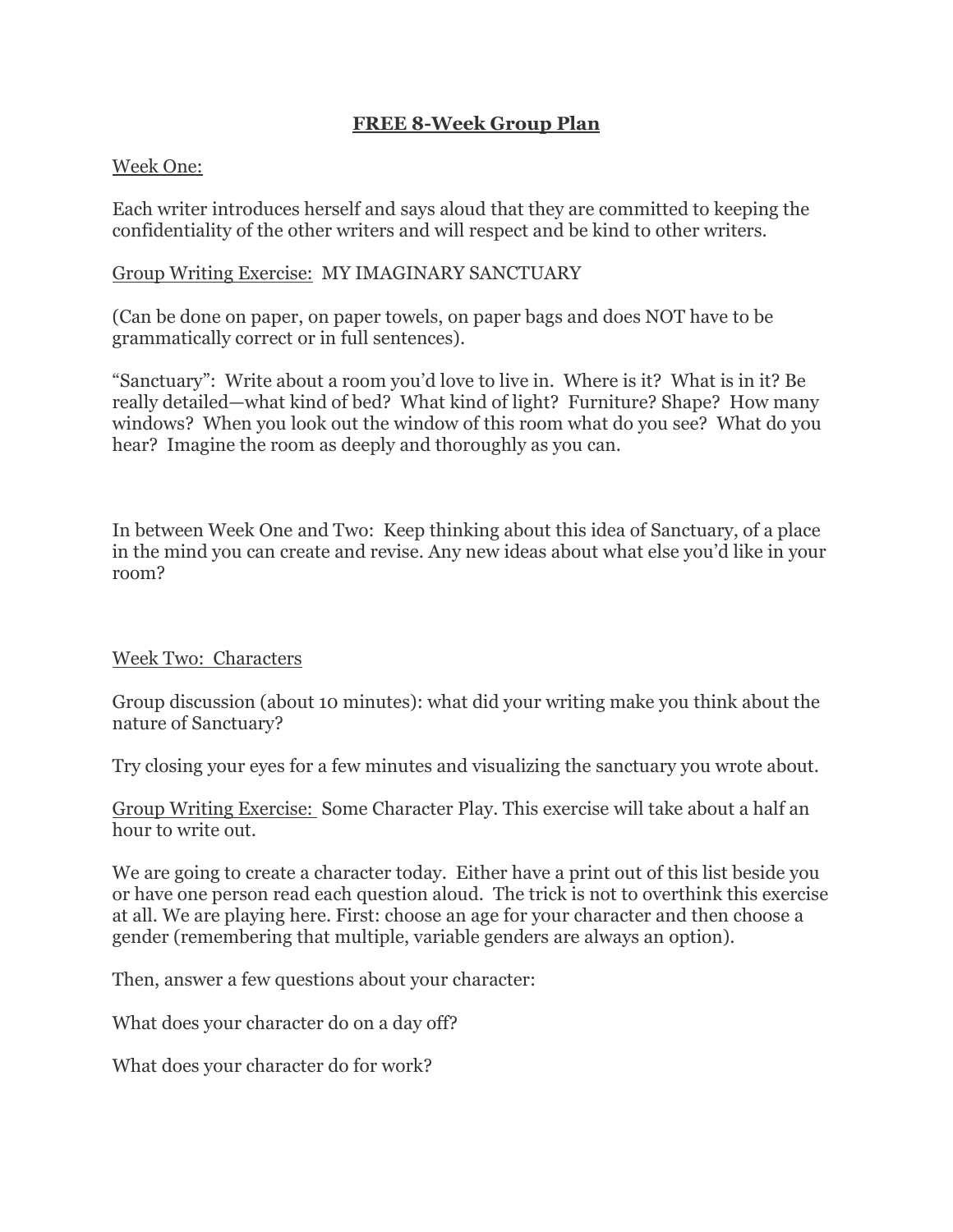# FREE 8-Week Group Plan

## Week One:

Each writer introduces herself and says aloud that they are committed to keeping the confidentiality of the other writers and will respect and be kind to other writers.

Group Writing Exercise: MY IMAGINARY SANCTUARY

(Can be done on paper, on paper towels, on paper bags and does NOT have to be grammatically correct or in full sentences).

"Sanctuary": Write about a room you'd love to live in. Where is it? What is in it? Be really detailed—what kind of bed? What kind of light? Furniture? Shape? How many windows? When you look out the window of this room what do you see? What do you hear? Imagine the room as deeply and thoroughly as you can.

In between Week One and Two: Keep thinking about this idea of Sanctuary, of a place in the mind you can create and revise. Any new ideas about what else you'd like in your room?

## Week Two: Characters

Group discussion (about 10 minutes): what did your writing make you think about the nature of Sanctuary?

Try closing your eyes for a few minutes and visualizing the sanctuary you wrote about.

Group Writing Exercise: Some Character Play. This exercise will take about a half an hour to write out.

We are going to create a character today. Either have a print out of this list beside you or have one person read each question aloud. The trick is not to overthink this exercise at all. We are playing here. First: choose an age for your character and then choose a gender (remembering that multiple, variable genders are always an option).

Then, answer a few questions about your character:

What does your character do on a day off?

What does your character do for work?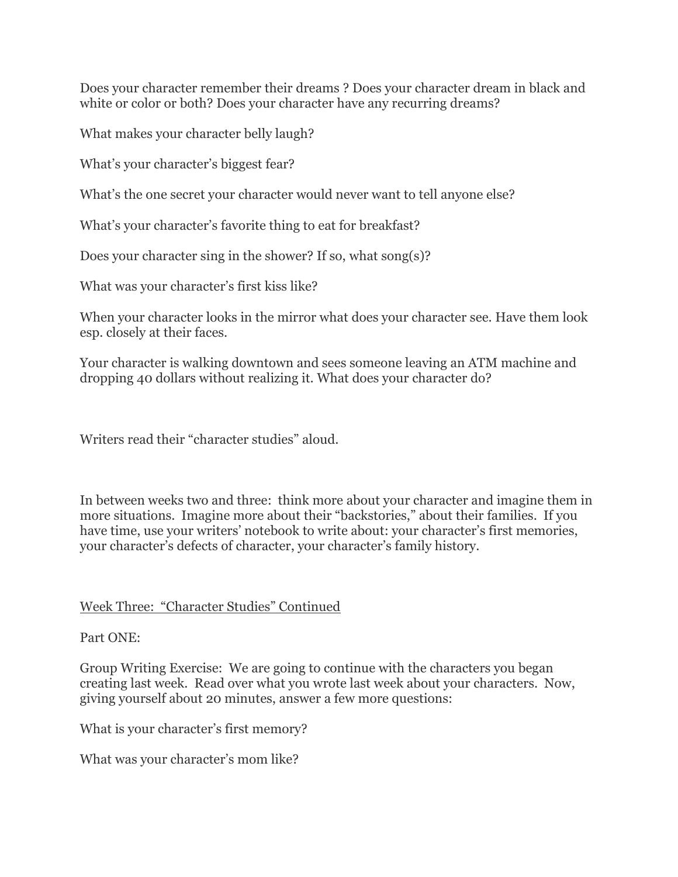Does your character remember their dreams ? Does your character dream in black and white or color or both? Does your character have any recurring dreams?

What makes your character belly laugh?

What's your character's biggest fear?

What's the one secret your character would never want to tell anyone else?

What's your character's favorite thing to eat for breakfast?

Does your character sing in the shower? If so, what song(s)?

What was your character's first kiss like?

When your character looks in the mirror what does your character see. Have them look esp. closely at their faces.

Your character is walking downtown and sees someone leaving an ATM machine and dropping 40 dollars without realizing it. What does your character do?

Writers read their "character studies" aloud.

In between weeks two and three: think more about your character and imagine them in more situations. Imagine more about their "backstories," about their families. If you have time, use your writers' notebook to write about: your character's first memories, your character's defects of character, your character's family history.

<u>Week Three: "Character Studies" Continued</u>

Part ONE:

Group Writing Exercise: We are going to continue with the characters you began creating last week. Read over what you wrote last week about your characters. Now, giving yourself about 20 minutes, answer a few more questions:

What is your character's first memory?

What was your character's mom like?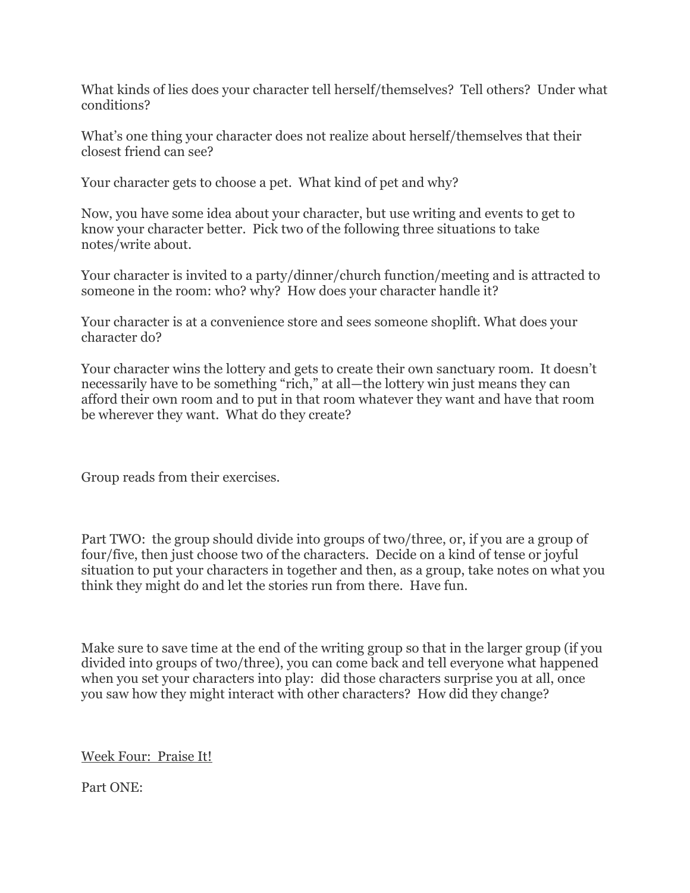What kinds of lies does your character tell herself/themselves? Tell others? Under what conditions?

What's one thing your character does not realize about herself/themselves that their closest friend can see?

Your character gets to choose a pet. What kind of pet and why?

Now, you have some idea about your character, but use writing and events to get to know your character better. Pick two of the following three situations to take notes/write about.

Your character is invited to a party/dinner/church function/meeting and is attracted to someone in the room: who? why? How does your character handle it?

Your character is at a convenience store and sees someone shoplift. What does your character do?

Your character wins the lottery and gets to create their own sanctuary room. It doesn't necessarily have to be something "rich," at all—the lottery win just means they can afford their own room and to put in that room whatever they want and have that room be wherever they want. What do they create?

Group reads from their exercises.

Part TWO: the group should divide into groups of two/three, or, if you are a group of four/five, then just choose two of the characters. Decide on a kind of tense or joyful situation to put your characters in together and then, as a group, take notes on what you think they might do and let the stories run from there. Have fun.

Make sure to save time at the end of the writing group so that in the larger group (if you divided into groups of two/three), you can come back and tell everyone what happened when you set your characters into play: did those characters surprise you at all, once you saw how they might interact with other characters? How did they change?

<u>Week Four: Praise It!</u>

Part ONE: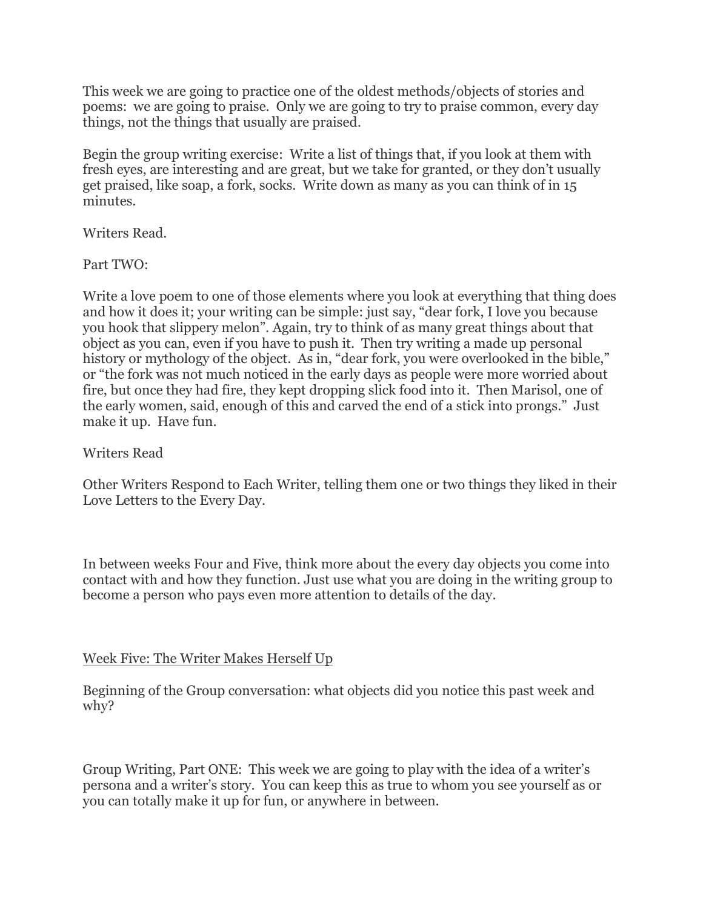This week we are going to practice one of the oldest methods/objects of stories and poems: we are going to praise. Only we are going to try to praise common, every day things, not the things that usually are praised.

Begin the group writing exercise: Write a list of things that, if you look at them with fresh eyes, are interesting and are great, but we take for granted, or they don't usually get praised, like soap, a fork, socks. Write down as many as you can think of in 15 minutes.

Writers Read.

Part TWO:

Write a love poem to one of those elements where you look at everything that thing does and how it does it; your writing can be simple: just say, "dear fork, I love you because you hook that slippery melon". Again, try to think of as many great things about that object as you can, even if you have to push it. Then try writing a made up personal history or mythology of the object. As in, "dear fork, you were overlooked in the bible," or "the fork was not much noticed in the early days as people were more worried about fire, but once they had fire, they kept dropping slick food into it. Then Marisol, one of the early women, said, enough of this and carved the end of a stick into prongs." Just make it up. Have fun.

Writers Read

Other Writers Respond to Each Writer, telling them one or two things they liked in their Love Letters to the Every Day.

In between weeks Four and Five, think more about the every day objects you come into contact with and how they function. Just use what you are doing in the writing group to become a person who pays even more attention to details of the day.

## Week Five: The Writer Makes Herself Up

Beginning of the Group conversation: what objects did you notice this past week and why?

Group Writing, Part ONE: This week we are going to play with the idea of a writer's persona and a writer's story. You can keep this as true to whom you see yourself as or you can totally make it up for fun, or anywhere in between.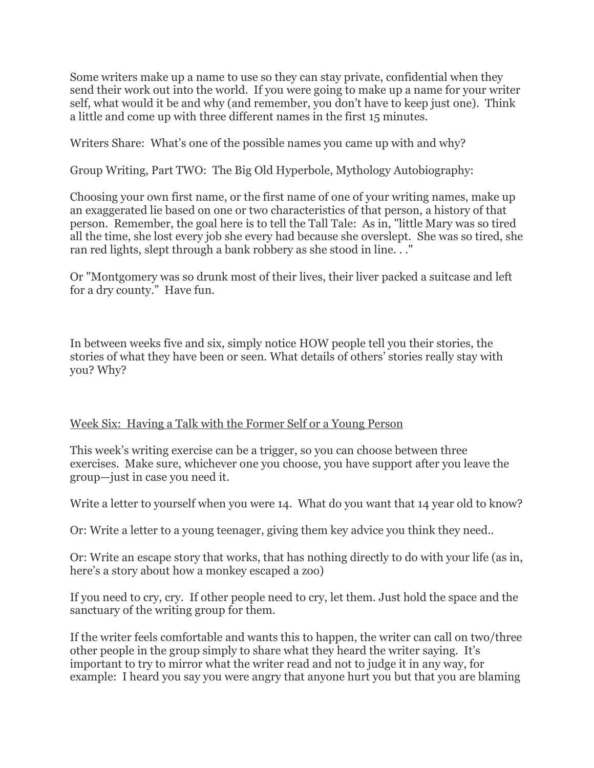Some writers make up a name to use so they can stay private, confidential when they send their work out into the world. If you were going to make up a name for your writer self, what would it be and why (and remember, you don't have to keep just one). Think a little and come up with three different names in the first 15 minutes.

Writers Share: What's one of the possible names you came up with and why?

Group Writing, Part TWO: The Big Old Hyperbole, Mythology Autobiography:

Choosing your own first name, or the first name of one of your writing names, make up an exaggerated lie based on one or two characteristics of that person, a history of that person. Remember, the goal here is to tell the Tall Tale: As in, "little Mary was so tired all the time, she lost every job she every had because she overslept. She was so tired, she ran red lights, slept through a bank robbery as she stood in line. . ."

Or "Montgomery was so drunk most of their lives, their liver packed a suitcase and left for a dry county." Have fun.

In between weeks five and six, simply notice HOW people tell you their stories, the stories of what they have been or seen. What details of others' stories really stay with you? Why?

## Week Six: Having a Talk with the Former Self or a Young Person

This week's writing exercise can be a trigger, so you can choose between three exercises. Make sure, whichever one you choose, you have support after you leave the group—just in case you need it.

Write a letter to yourself when you were 14. What do you want that 14 year old to know?

Or: Write a letter to a young teenager, giving them key advice you think they need..

Or: Write an escape story that works, that has nothing directly to do with your life (as in, here's a story about how a monkey escaped a zoo)

If you need to cry, cry. If other people need to cry, let them. Just hold the space and the sanctuary of the writing group for them.

If the writer feels comfortable and wants this to happen, the writer can call on two/three other people in the group simply to share what they heard the writer saying. It's important to try to mirror what the writer read and not to judge it in any way, for example: I heard you say you were angry that anyone hurt you but that you are blaming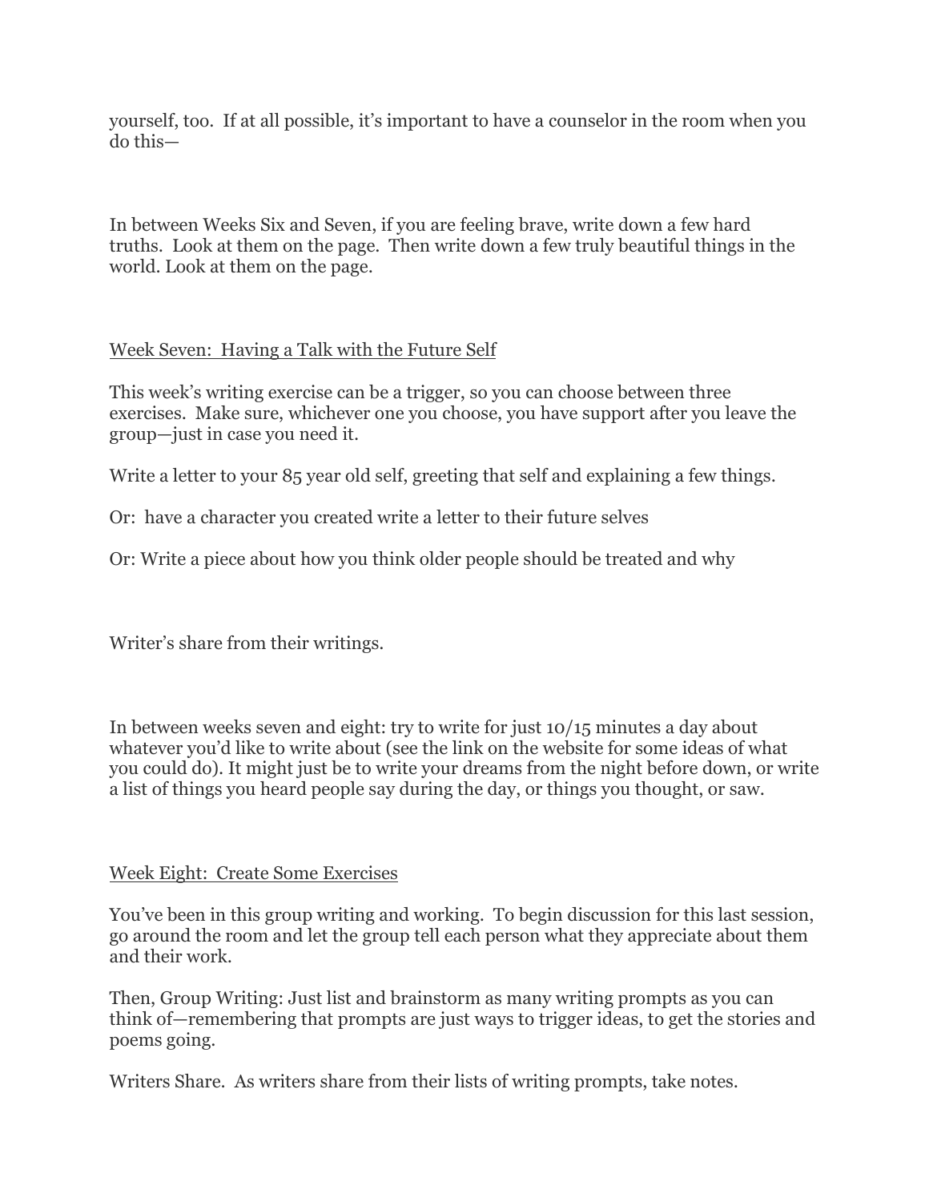yourself, too. If at all possible, it's important to have a counselor in the room when you do this—

In between Weeks Six and Seven, if you are feeling brave, write down a few hard truths. Look at them on the page. Then write down a few truly beautiful things in the world. Look at them on the page.

## Week Seven: Having a Talk with the Future Self

This week's writing exercise can be a trigger, so you can choose between three exercises. Make sure, whichever one you choose, you have support after you leave the group—just in case you need it.

Write a letter to your 85 year old self, greeting that self and explaining a few things.

Or: have a character you created write a letter to their future selves

Or: Write a piece about how you think older people should be treated and why

Writer's share from their writings.

In between weeks seven and eight: try to write for just 10/15 minutes a day about whatever you'd like to write about (see the link on the website for some ideas of what you could do). It might just be to write your dreams from the night before down, or write a list of things you heard people say during the day, or things you thought, or saw.

## Week Eight: Create Some Exercises

You've been in this group writing and working. To begin discussion for this last session, go around the room and let the group tell each person what they appreciate about them and their work.

Then, Group Writing: Just list and brainstorm as many writing prompts as you can think of—remembering that prompts are just ways to trigger ideas, to get the stories and poems going.

Writers Share. As writers share from their lists of writing prompts, take notes.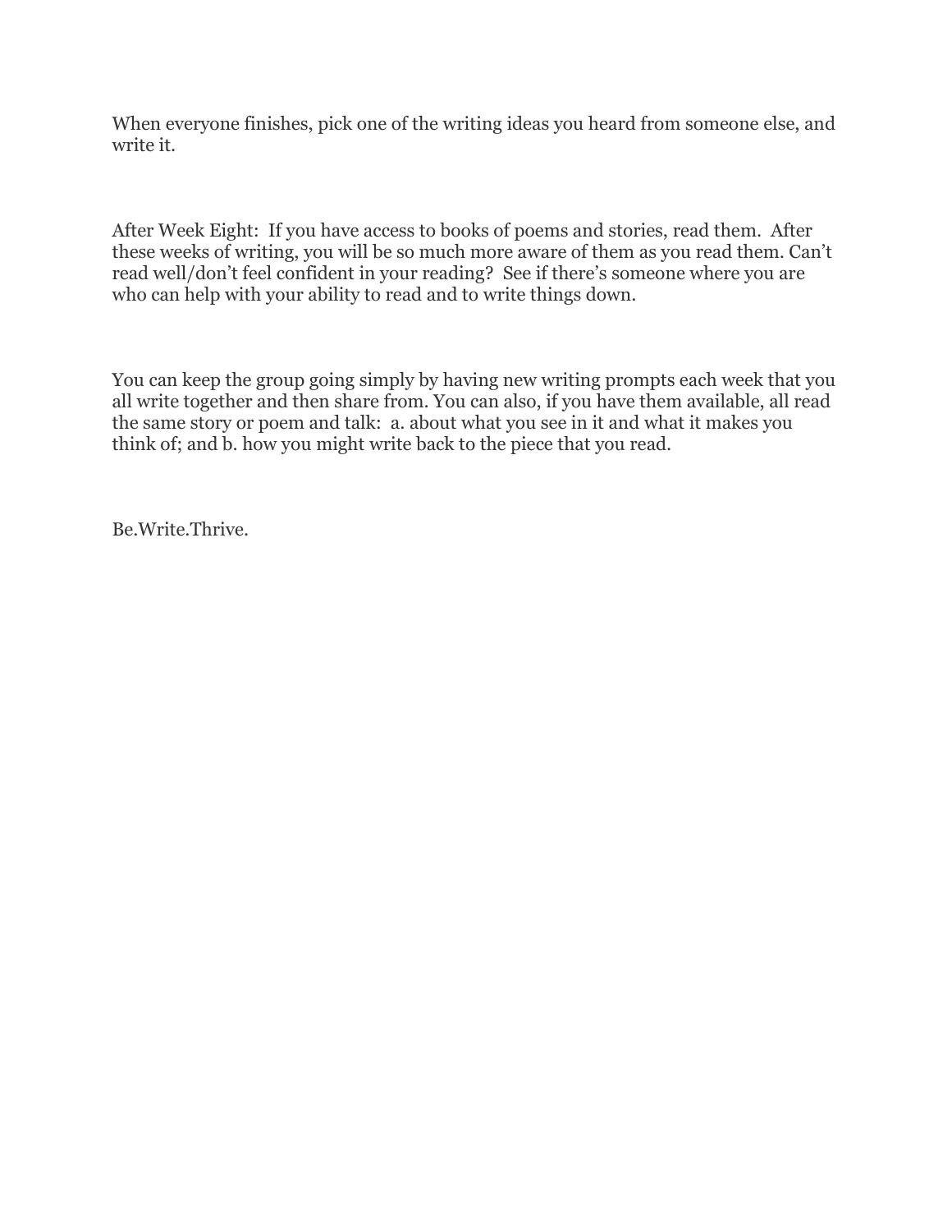When everyone finishes, pick one of the writing ideas you heard from someone else, and write it.

After Week Eight: If you have access to books of poems and stories, read them. After these weeks of writing, you will be so much more aware of them as you read them. Can't read well/don't feel confident in your reading? See if there's someone where you are who can help with your ability to read and to write things down.

You can keep the group going simply by having new writing prompts each week that you all write together and then share from. You can also, if you have them available, all read the same story or poem and talk: a. about what you see in it and what it makes you think of; and b. how you might write back to the piece that you read.

Be.Write.Thrive.